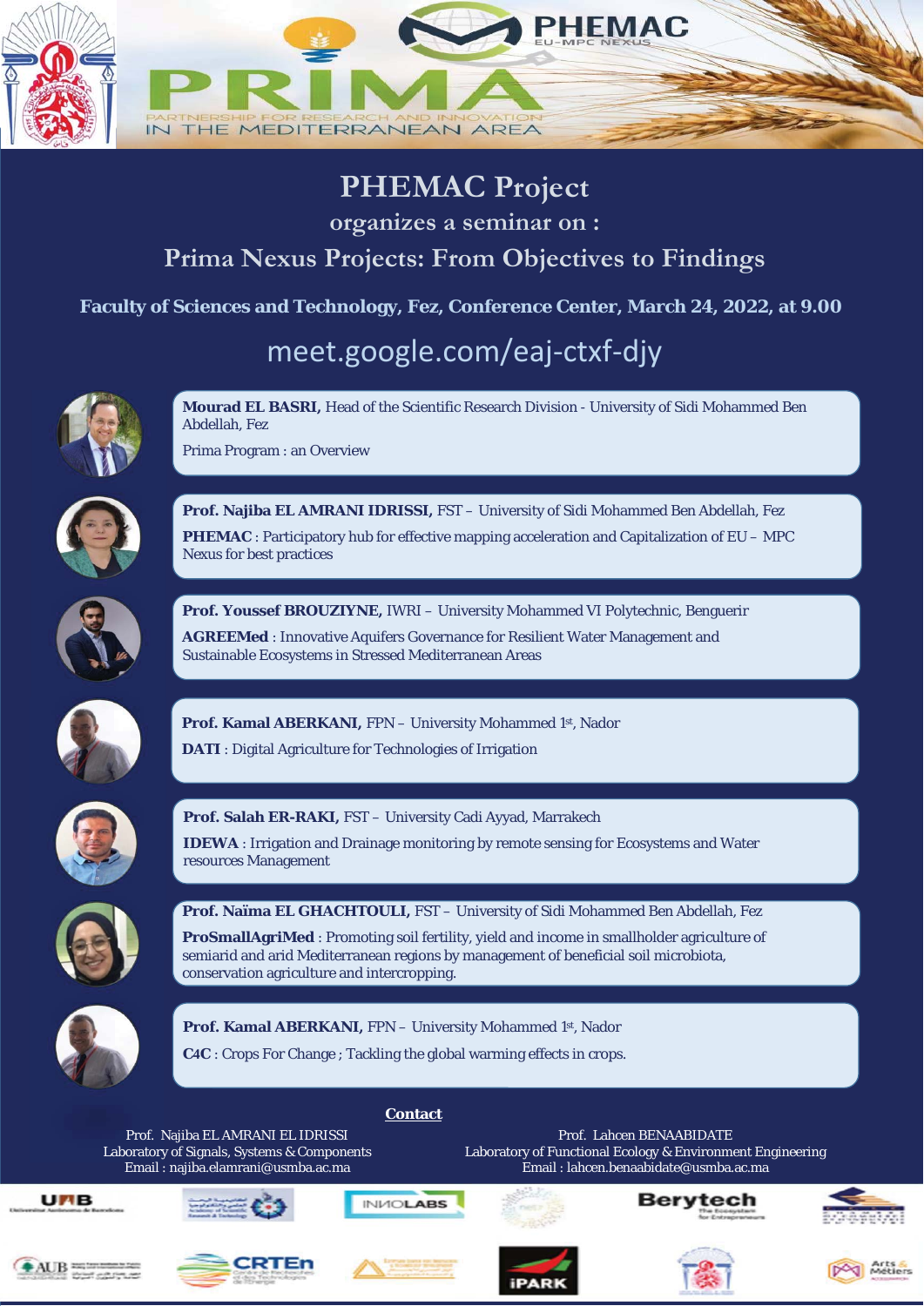PRIMA

PARTNERSHIP FOR RESEARCH AND INNOVATION IN THE MEDITERRANEAN AREA

PHEMAC EU-MPC NEXUS

# PHEMAC Project

## organizes a seminar on :

## Prima Nexus Projects: From Objectives to Findings

**Faculty of Sciences and Technology, Fez, Conference Center, March 24, 2022, at 9.00**

meet.google.com/eaj-ctxf-djy

**Mourad EL BASRI,** Head of the Scientific Research Division - University of Sidi Mohammed Ben Abdellah, Fez

Prima Program : an Overview

**Prof. Najiba EL AMRANI IDRISSI,** FST – University of Sidi Mohammed Ben Abdellah, Fez

**PHEMAC** : Participatory hub for effective mapping acceleration and Capitalization of EU – MPC Nexus for best practices

**Prof. Youssef BROUZIYNE,** IWRI – University Mohammed VI Polytechnic, Benguerir

**AGREEMed** : Innovative Aquifers Governance for Resilient Water Management and Sustainable Ecosystems in Stressed Mediterranean Areas

**Prof. Kamal ABERKANI,** FPN – University Mohammed 1st, Nador

**DATI** : Digital Agriculture for Technologies of Irrigation

**Prof. Salah ER-RAKI,** FST – University Cadi Ayyad, Marrakech

**IDEWA** : Irrigation and Drainage monitoring by remote sensing for Ecosystems and Water resources Management

**Prof. Naïma EL GHACHTOULI,** FST – University of Sidi Mohammed Ben Abdellah, Fez

**ProSmallAgriMed** : Promoting soil fertility, yield and income in smallholder agriculture of semiarid and arid Mediterranean regions by management of beneficial soil microbiota, conservation agriculture and intercropping.

**Prof. Kamal ABERKANI,** FPN – University Mohammed 1st, Nador

**C4C** : Crops For Change ; Tackling the global warming effects in crops.

**Contact**

Prof. Najiba EL AMRANI EL IDRISSI
Laboratory of Signals, Systems & Components
Email : najiba.elamrani@usmba.ac.ma

Prof. Lahcen BENAABIDATE
Laboratory of Functional Ecology & Environment Engineering
Email : lahcen.benaabidate@usmba.ac.ma

UAB Universitat Autònoma de Barcelona · INNOLABS · Berytech The Ecosystem for Entrepreneurs · AUB · CRTEn Centre de Recherches et des Technologies de l'Energie · iPARK · Arts & Métiers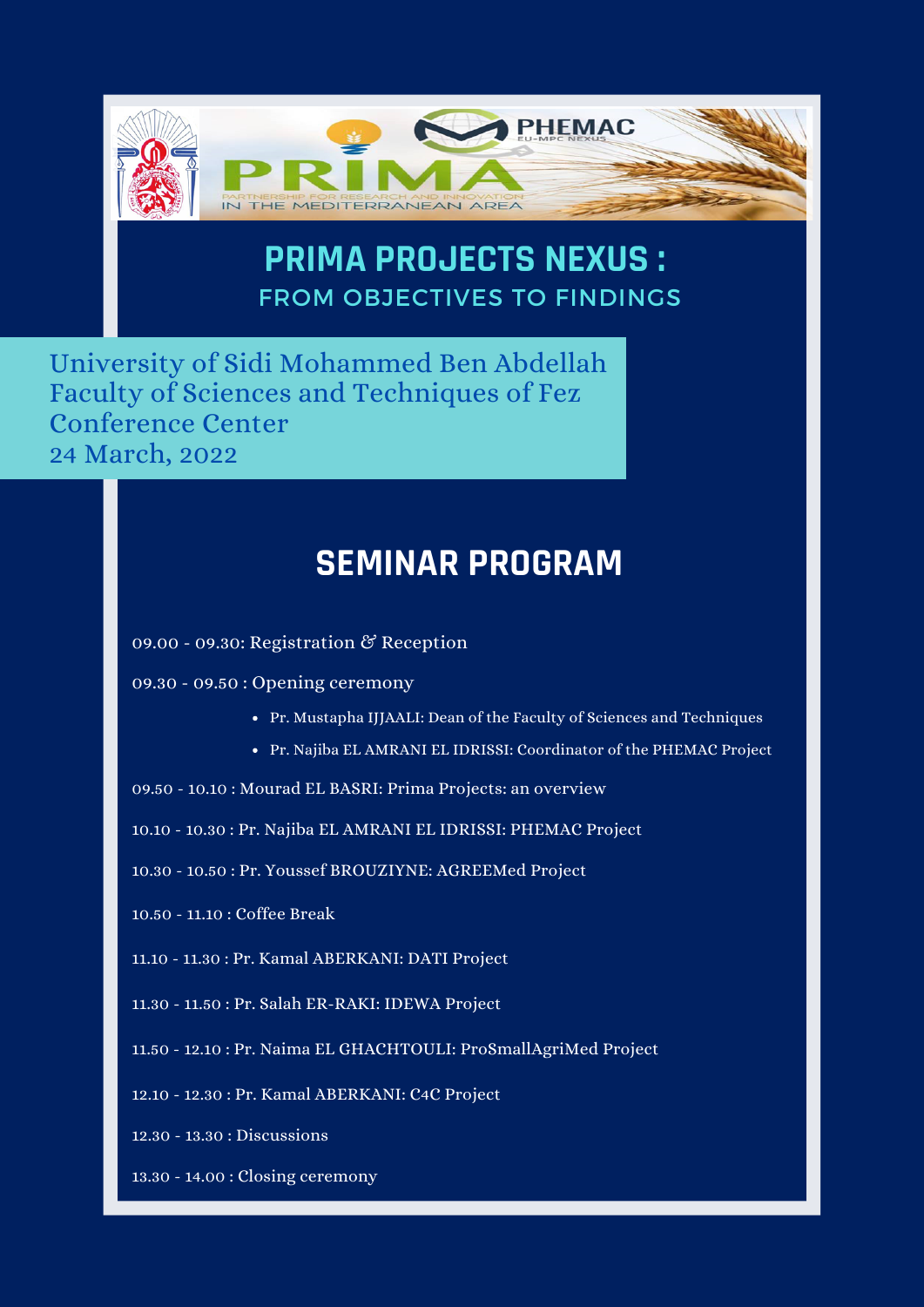# PRIMA PROJECTS NEXUS :

## FROM OBJECTIVES TO FINDINGS

University of Sidi Mohammed Ben Abdellah
Faculty of Sciences and Techniques of Fez
Conference Center
24 March, 2022

## SEMINAR PROGRAM

09.00 - 09.30: Registration & Reception

09.30 - 09.50 : Opening ceremony

- Pr. Mustapha IJJAALI: Dean of the Faculty of Sciences and Techniques
- Pr. Najiba EL AMRANI EL IDRISSI: Coordinator of the PHEMAC Project

09.50 - 10.10 : Mourad EL BASRI: Prima Projects: an overview

10.10 - 10.30 : Pr. Najiba EL AMRANI EL IDRISSI: PHEMAC Project

10.30 - 10.50 : Pr. Youssef BROUZIYNE: AGREEMed Project

10.50 - 11.10 : Coffee Break

11.10 - 11.30 : Pr. Kamal ABERKANI: DATI Project

11.30 - 11.50 : Pr. Salah ER-RAKI: IDEWA Project

11.50 - 12.10 : Pr. Naima EL GHACHTOULI: ProSmallAgriMed Project

12.10 - 12.30 : Pr. Kamal ABERKANI: C4C Project

12.30 - 13.30 : Discussions

13.30 - 14.00 : Closing ceremony